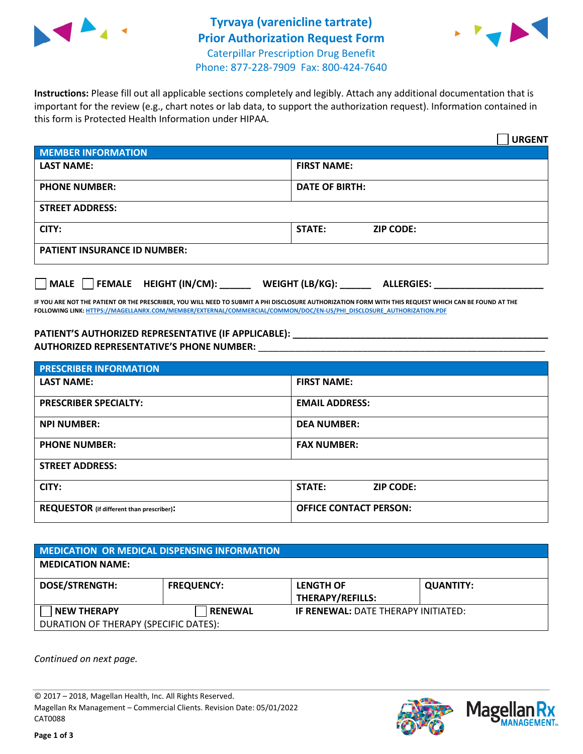# Tyrvaya (varenicline tartrate) Prior Authorization Request Form

Caterpillar Prescription Drug Benefit
Phone: 877-228-7909 Fax: 800-424-7640

**Instructions:** Please fill out all applicable sections completely and legibly. Attach any additional documentation that is important for the review (e.g., chart notes or lab data, to support the authorization request). Information contained in this form is Protected Health Information under HIPAA.

☐ **URGENT**

| **MEMBER INFORMATION** | | |
|---|---|---|
| **LAST NAME:** | **FIRST NAME:** | |
| **PHONE NUMBER:** | **DATE OF BIRTH:** | |
| **STREET ADDRESS:** | | |
| **CITY:** | **STATE:** | **ZIP CODE:** |
| **PATIENT INSURANCE ID NUMBER:** | | |

☐ **MALE** ☐ **FEMALE** **HEIGHT (IN/CM):** ______ **WEIGHT (LB/KG):** ______ **ALLERGIES:** ____________________

**IF YOU ARE NOT THE PATIENT OR THE PRESCRIBER, YOU WILL NEED TO SUBMIT A PHI DISCLOSURE AUTHORIZATION FORM WITH THIS REQUEST WHICH CAN BE FOUND AT THE FOLLOWING LINK:** HTTPS://MAGELLANRX.COM/MEMBER/EXTERNAL/COMMERCIAL/COMMON/DOC/EN-US/PHI_DISCLOSURE_AUTHORIZATION.PDF

**PATIENT'S AUTHORIZED REPRESENTATIVE (IF APPLICABLE):** ____________________________________________

**AUTHORIZED REPRESENTATIVE'S PHONE NUMBER:** ____________________________________________

| **PRESCRIBER INFORMATION** | | |
|---|---|---|
| **LAST NAME:** | **FIRST NAME:** | |
| **PRESCRIBER SPECIALTY:** | **EMAIL ADDRESS:** | |
| **NPI NUMBER:** | **DEA NUMBER:** | |
| **PHONE NUMBER:** | **FAX NUMBER:** | |
| **STREET ADDRESS:** | | |
| **CITY:** | **STATE:** | **ZIP CODE:** |
| **REQUESTOR** (if different than prescriber)**:** | **OFFICE CONTACT PERSON:** | |

| **MEDICATION OR MEDICAL DISPENSING INFORMATION** | | | |
|---|---|---|---|
| **MEDICATION NAME:** | | | |
| **DOSE/STRENGTH:** | **FREQUENCY:** | **LENGTH OF THERAPY/REFILLS:** | **QUANTITY:** |
| ☐ **NEW THERAPY** | ☐ **RENEWAL** | **IF RENEWAL:** DATE THERAPY INITIATED: | |
| DURATION OF THERAPY (SPECIFIC DATES): | | | |

*Continued on next page.*

© 2017 – 2018, Magellan Health, Inc. All Rights Reserved.
Magellan Rx Management – Commercial Clients. Revision Date: 05/01/2022
CAT0088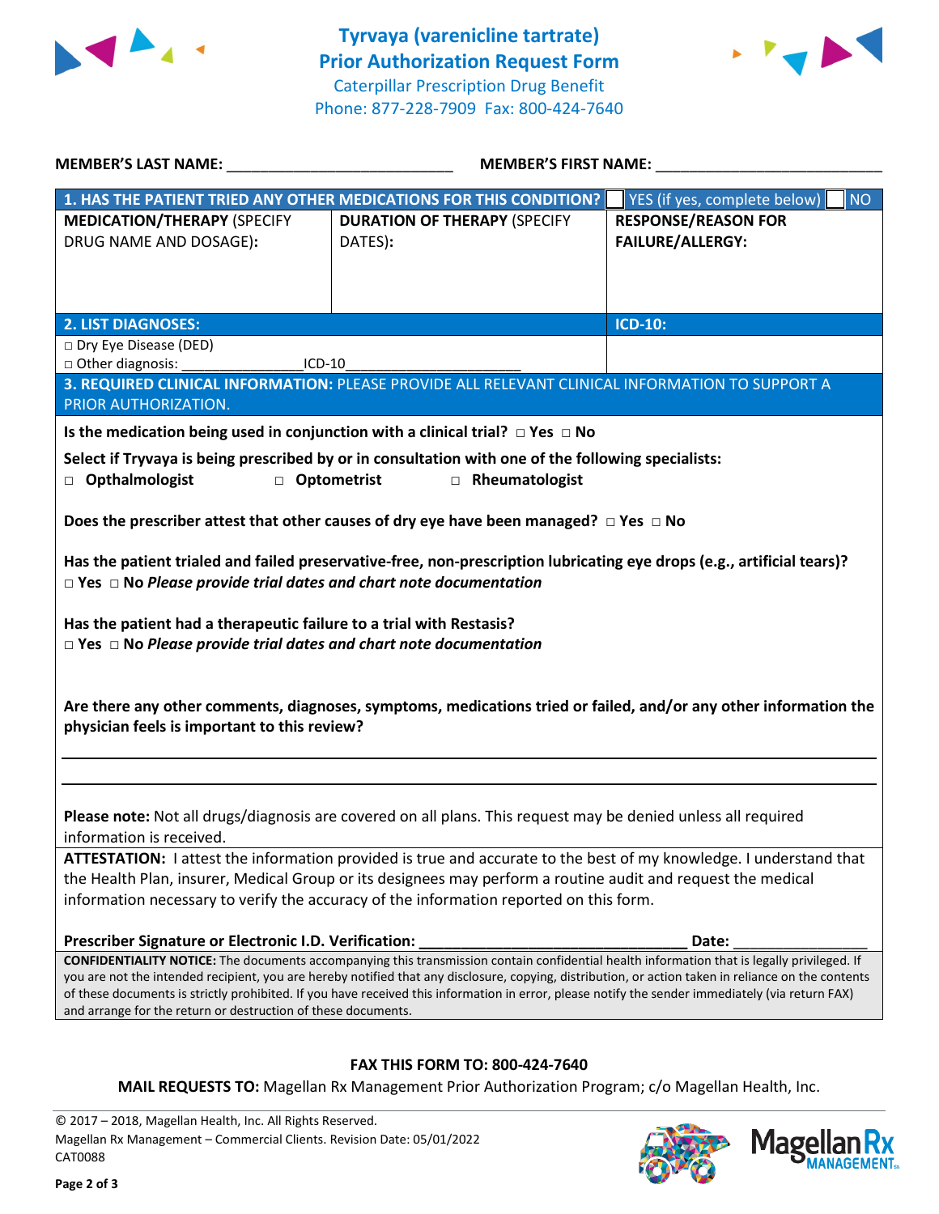# Tyrvaya (varenicline tartrate) Prior Authorization Request Form

Caterpillar Prescription Drug Benefit
Phone: 877-228-7909 Fax: 800-424-7640

**MEMBER'S LAST NAME:** ___________________________ **MEMBER'S FIRST NAME:** ___________________________

| **1. HAS THE PATIENT TRIED ANY OTHER MEDICATIONS FOR THIS CONDITION?** | | ☐ YES (if yes, complete below) ☐ NO |
|---|---|---|
| **MEDICATION/THERAPY** (SPECIFY DRUG NAME AND DOSAGE): | **DURATION OF THERAPY** (SPECIFY DATES): | **RESPONSE/REASON FOR FAILURE/ALLERGY:** |
| | | |

| **2. LIST DIAGNOSES:** | **ICD-10:** |
|---|---|
| □ Dry Eye Disease (DED)<br>□ Other diagnosis: ______________ICD-10______________________ | |

**3. REQUIRED CLINICAL INFORMATION:** PLEASE PROVIDE ALL RELEVANT CLINICAL INFORMATION TO SUPPORT A PRIOR AUTHORIZATION.

**Is the medication being used in conjunction with a clinical trial?** □ **Yes** □ **No**

**Select if Tryvaya is being prescribed by or in consultation with one of the following specialists:**
□ **Opthalmologist** □ **Optometrist** □ **Rheumatologist**

**Does the prescriber attest that other causes of dry eye have been managed?** □ **Yes** □ **No**

**Has the patient trialed and failed preservative-free, non-prescription lubricating eye drops (e.g., artificial tears)?**
□ **Yes** □ **No** ***Please provide trial dates and chart note documentation***

**Has the patient had a therapeutic failure to a trial with Restasis?**
□ **Yes** □ **No** ***Please provide trial dates and chart note documentation***

**Are there any other comments, diagnoses, symptoms, medications tried or failed, and/or any other information the physician feels is important to this review?**

___________________________________________________________________________

___________________________________________________________________________

**Please note:** Not all drugs/diagnosis are covered on all plans. This request may be denied unless all required information is received.

**ATTESTATION:** I attest the information provided is true and accurate to the best of my knowledge. I understand that the Health Plan, insurer, Medical Group or its designees may perform a routine audit and request the medical information necessary to verify the accuracy of the information reported on this form.

**Prescriber Signature or Electronic I.D. Verification:** _______________________________ **Date:** _______________

**CONFIDENTIALITY NOTICE:** The documents accompanying this transmission contain confidential health information that is legally privileged. If you are not the intended recipient, you are hereby notified that any disclosure, copying, distribution, or action taken in reliance on the contents of these documents is strictly prohibited. If you have received this information in error, please notify the sender immediately (via return FAX) and arrange for the return or destruction of these documents.

**FAX THIS FORM TO: 800-424-7640**

**MAIL REQUESTS TO:** Magellan Rx Management Prior Authorization Program; c/o Magellan Health, Inc.

© 2017 – 2018, Magellan Health, Inc. All Rights Reserved.
Magellan Rx Management – Commercial Clients. Revision Date: 05/01/2022
CAT0088